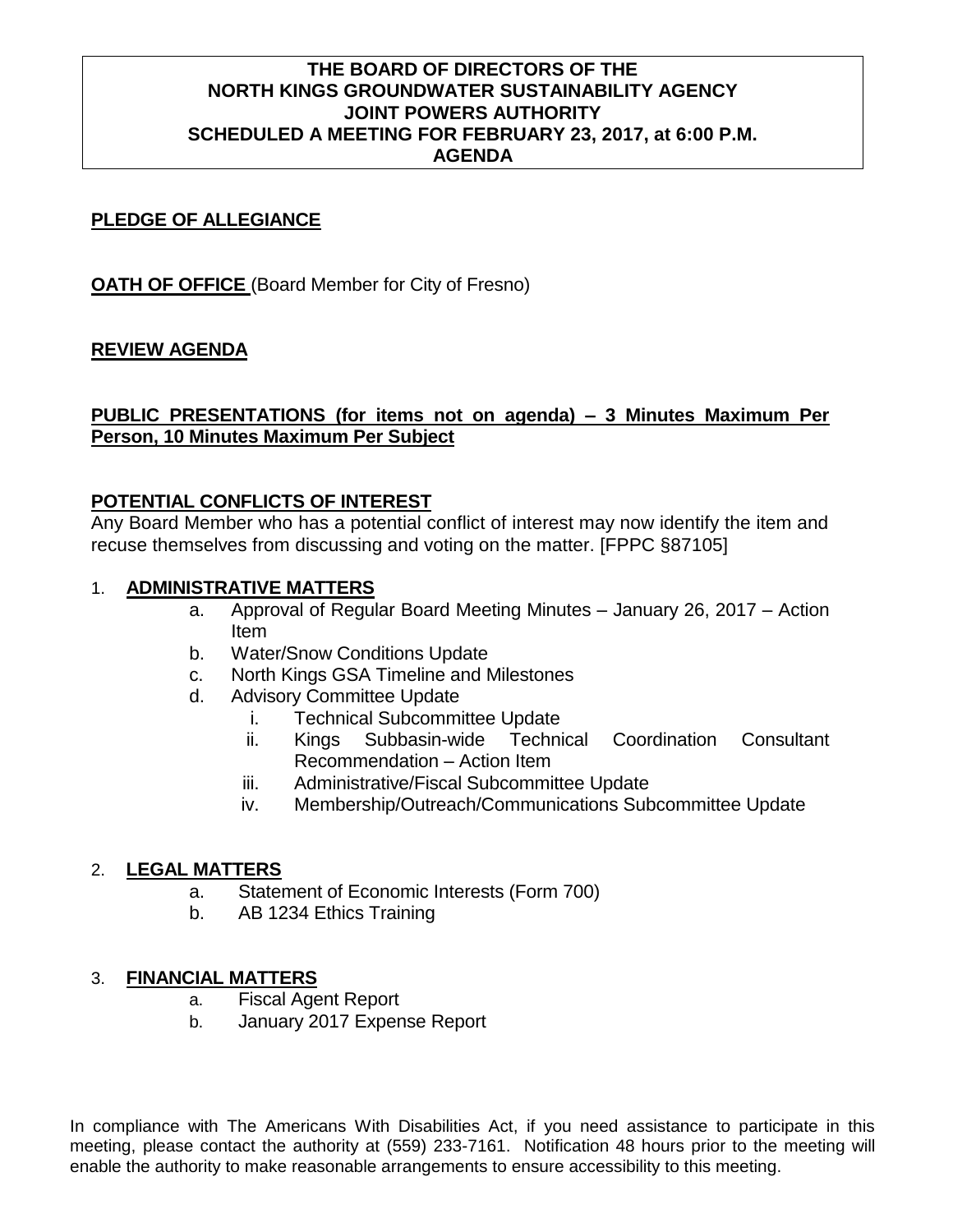# THE BOARD OF DIRECTORS OF THE NORTH KINGS GROUNDWATER SUSTAINABILITY AGENCY JOINT POWERS AUTHORITY SCHEDULED A MEETING FOR FEBRUARY 23, 2017, at 6:00 P.M. AGENDA

## PLEDGE OF ALLEGIANCE

**OATH OF OFFICE** (Board Member for City of Fresno)

## REVIEW AGENDA

## PUBLIC PRESENTATIONS (for items not on agenda) – 3 Minutes Maximum Per Person, 10 Minutes Maximum Per Subject

## POTENTIAL CONFLICTS OF INTEREST

Any Board Member who has a potential conflict of interest may now identify the item and recuse themselves from discussing and voting on the matter. [FPPC §87105]

1. **ADMINISTRATIVE MATTERS**
    - a. Approval of Regular Board Meeting Minutes – January 26, 2017 – Action Item
    - b. Water/Snow Conditions Update
    - c. North Kings GSA Timeline and Milestones
    - d. Advisory Committee Update
        - i. Technical Subcommittee Update
        - ii. Kings Subbasin-wide Technical Coordination Consultant Recommendation – Action Item
        - iii. Administrative/Fiscal Subcommittee Update
        - iv. Membership/Outreach/Communications Subcommittee Update

2. **LEGAL MATTERS**
    - a. Statement of Economic Interests (Form 700)
    - b. AB 1234 Ethics Training

3. **FINANCIAL MATTERS**
    - a. Fiscal Agent Report
    - b. January 2017 Expense Report

In compliance with The Americans With Disabilities Act, if you need assistance to participate in this meeting, please contact the authority at (559) 233-7161. Notification 48 hours prior to the meeting will enable the authority to make reasonable arrangements to ensure accessibility to this meeting.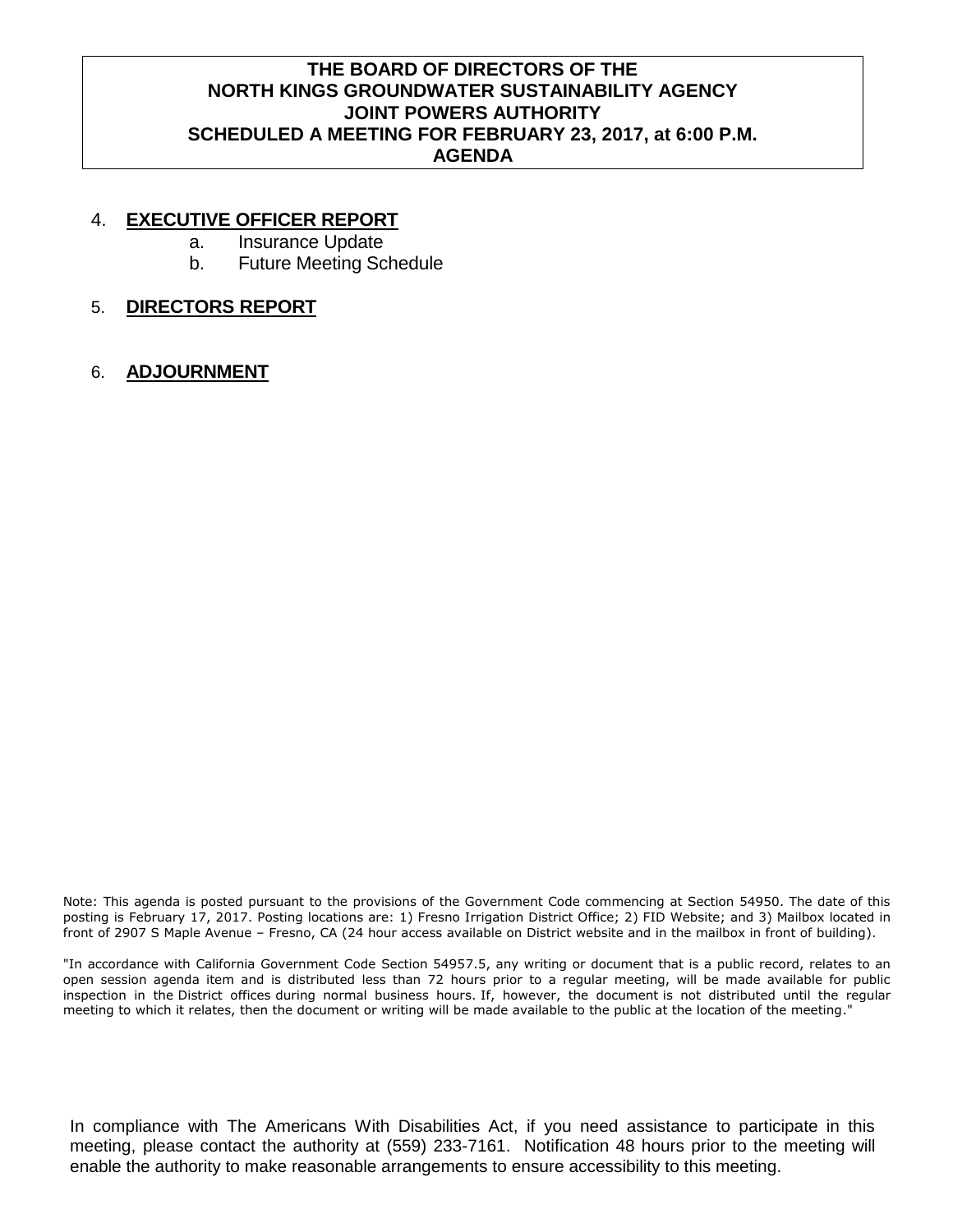**THE BOARD OF DIRECTORS OF THE NORTH KINGS GROUNDWATER SUSTAINABILITY AGENCY JOINT POWERS AUTHORITY SCHEDULED A MEETING FOR FEBRUARY 23, 2017, at 6:00 P.M. AGENDA**

4. **EXECUTIVE OFFICER REPORT**
   a. Insurance Update
   b. Future Meeting Schedule

5. **DIRECTORS REPORT**

6. **ADJOURNMENT**

Note: This agenda is posted pursuant to the provisions of the Government Code commencing at Section 54950. The date of this posting is February 17, 2017. Posting locations are: 1) Fresno Irrigation District Office; 2) FID Website; and 3) Mailbox located in front of 2907 S Maple Avenue – Fresno, CA (24 hour access available on District website and in the mailbox in front of building).

"In accordance with California Government Code Section 54957.5, any writing or document that is a public record, relates to an open session agenda item and is distributed less than 72 hours prior to a regular meeting, will be made available for public inspection in the District offices during normal business hours. If, however, the document is not distributed until the regular meeting to which it relates, then the document or writing will be made available to the public at the location of the meeting."

In compliance with The Americans With Disabilities Act, if you need assistance to participate in this meeting, please contact the authority at (559) 233-7161. Notification 48 hours prior to the meeting will enable the authority to make reasonable arrangements to ensure accessibility to this meeting.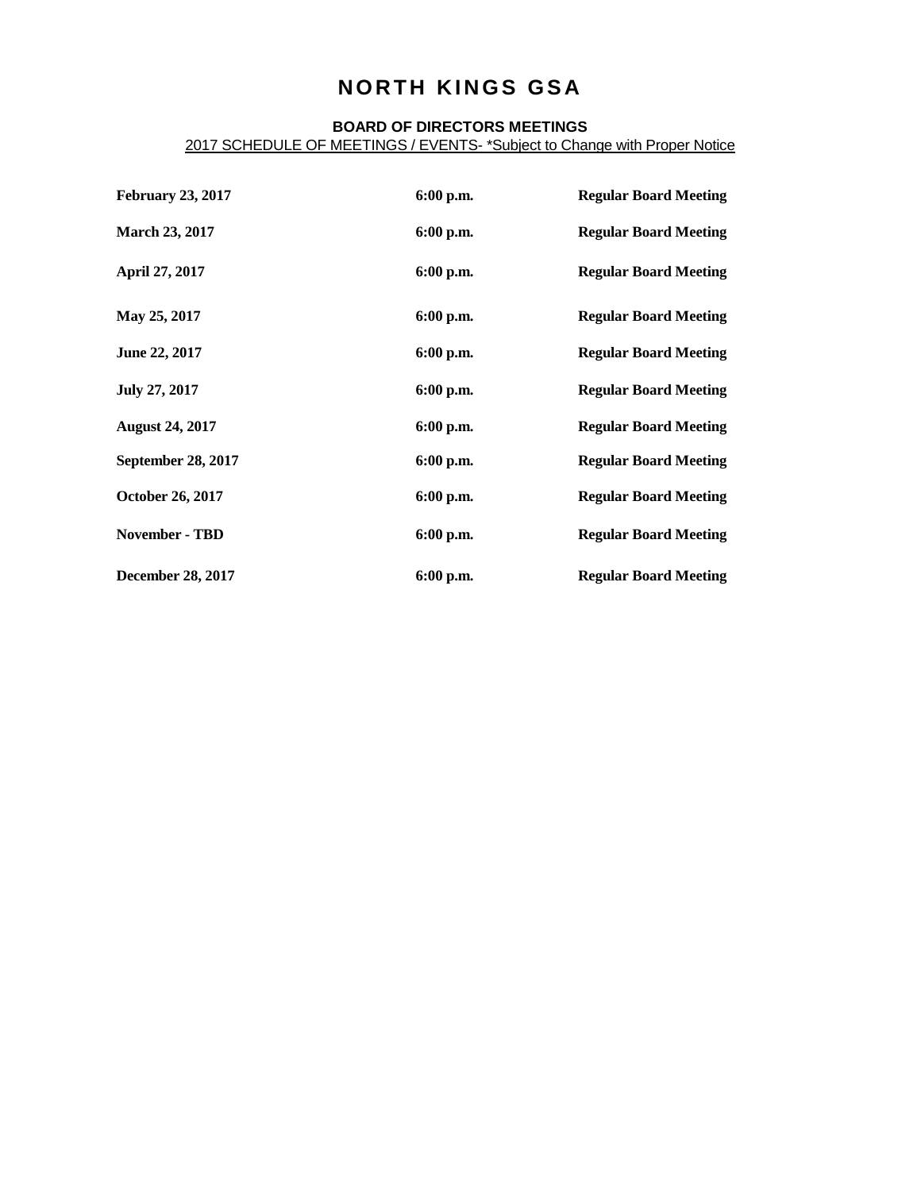# NORTH KINGS GSA

**BOARD OF DIRECTORS MEETINGS**

2017 SCHEDULE OF MEETINGS / EVENTS- *Subject to Change with Proper Notice

| | | |
|---|---|---|
| **February 23, 2017** | **6:00 p.m.** | **Regular Board Meeting** |
| **March 23, 2017** | **6:00 p.m.** | **Regular Board Meeting** |
| **April 27, 2017** | **6:00 p.m.** | **Regular Board Meeting** |
| **May 25, 2017** | **6:00 p.m.** | **Regular Board Meeting** |
| **June 22, 2017** | **6:00 p.m.** | **Regular Board Meeting** |
| **July 27, 2017** | **6:00 p.m.** | **Regular Board Meeting** |
| **August 24, 2017** | **6:00 p.m.** | **Regular Board Meeting** |
| **September 28, 2017** | **6:00 p.m.** | **Regular Board Meeting** |
| **October 26, 2017** | **6:00 p.m.** | **Regular Board Meeting** |
| **November - TBD** | **6:00 p.m.** | **Regular Board Meeting** |
| **December 28, 2017** | **6:00 p.m.** | **Regular Board Meeting** |